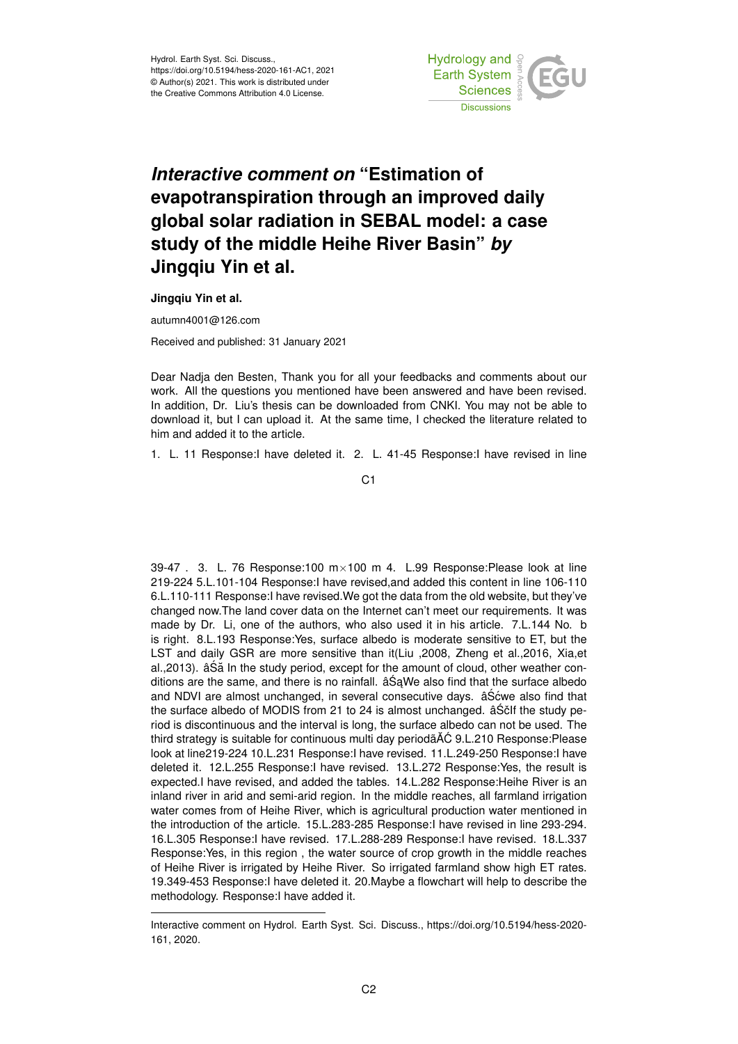# *Interactive comment on* "Estimation of evapotranspiration through an improved daily global solar radiation in SEBAL model: a case study of the middle Heihe River Basin" *by* Jingqiu Yin et al.

**Jingqiu Yin et al.**

autumn4001@126.com

Received and published: 31 January 2021

Dear Nadja den Besten, Thank you for all your feedbacks and comments about our work. All the questions you mentioned have been answered and have been revised. In addition, Dr. Liu's thesis can be downloaded from CNKI. You may not be able to download it, but I can upload it. At the same time, I checked the literature related to him and added it to the article.

1. L. 11 Response:I have deleted it. 2. L. 41-45 Response:I have revised in line 39-47 . 3. L. 76 Response:100 m×100 m 4. L.99 Response:Please look at line 219-224 5.L.101-104 Response:I have revised,and added this content in line 106-110 6.L.110-111 Response:I have revised.We got the data from the old website, but they've changed now.The land cover data on the Internet can't meet our requirements. It was made by Dr. Li, one of the authors, who also used it in his article. 7.L.144 No. b is right. 8.L.193 Response:Yes, surface albedo is moderate sensitive to ET, but the LST and daily GSR are more sensitive than it(Liu ,2008, Zheng et al.,2016, Xia,et al.,2013). âŚă In the study period, except for the amount of cloud, other weather conditions are the same, and there is no rainfall. âŚąWe also find that the surface albedo and NDVI are almost unchanged, in several consecutive days. âŚćwe also find that the surface albedo of MODIS from 21 to 24 is almost unchanged. âŚčIf the study period is discontinuous and the interval is long, the surface albedo can not be used. The third strategy is suitable for continuous multi day periodãĂĆ 9.L.210 Response:Please look at line219-224 10.L.231 Response:I have revised. 11.L.249-250 Response:I have deleted it. 12.L.255 Response:I have revised. 13.L.272 Response:Yes, the result is expected.I have revised, and added the tables. 14.L.282 Response:Heihe River is an inland river in arid and semi-arid region. In the middle reaches, all farmland irrigation water comes from of Heihe River, which is agricultural production water mentioned in the introduction of the article. 15.L.283-285 Response:I have revised in line 293-294. 16.L.305 Response:I have revised. 17.L.288-289 Response:I have revised. 18.L.337 Response:Yes, in this region , the water source of crop growth in the middle reaches of Heihe River is irrigated by Heihe River. So irrigated farmland show high ET rates. 19.349-453 Response:I have deleted it. 20.Maybe a flowchart will help to describe the methodology. Response:I have added it.

---

Interactive comment on Hydrol. Earth Syst. Sci. Discuss., https://doi.org/10.5194/hess-2020-161, 2020.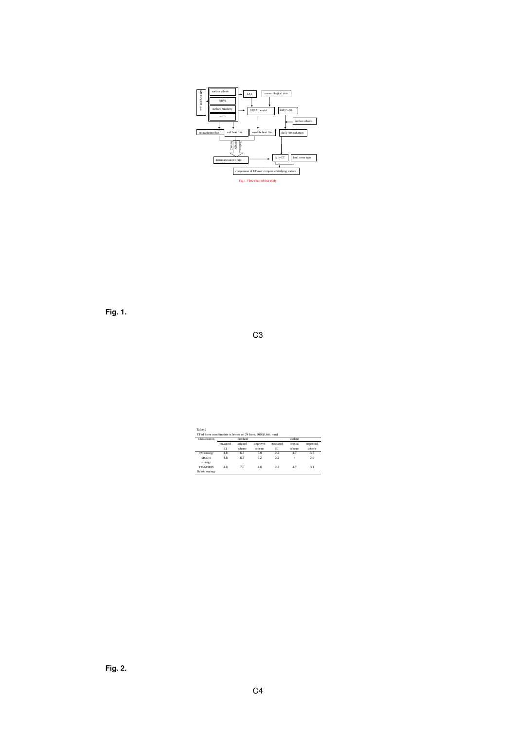MODIS/TM data

surface albedo

NDVI

surface emissivity

……

LST

meteorological data

SEBAL model

daily GSR

surface albedo

net radiation flux

soil heat flux

sensible heat flux

daily Net radiation

Surface energy balance

instantaneous ET ratio

daily ET

land cover type

comparison of ET over complex underlying surface

Fig.1. Flow chart of this study

**Fig. 1.**

Table 2

ET of three combination schemes on 24 June, 2009(Unit: mm)

| Classification | farmland | | | wetland | | |
|---|---|---|---|---|---|---|
| | measured ET | original scheme | improved scheme | measured ET | original scheme | improved scheme |
| TM strategy | 4.8 | 6.3 | 5.0 | 2.2 | 4.7 | 3.5 |
| MODIS strategy | 4.8 | 6.3 | 4.2 | 2.2 | 4 | 2.6 |
| TM/MODIS Hybrid strategy | 4.8 | 7.0 | 4.8 | 2.2 | 4.7 | 3.1 |

**Fig. 2.**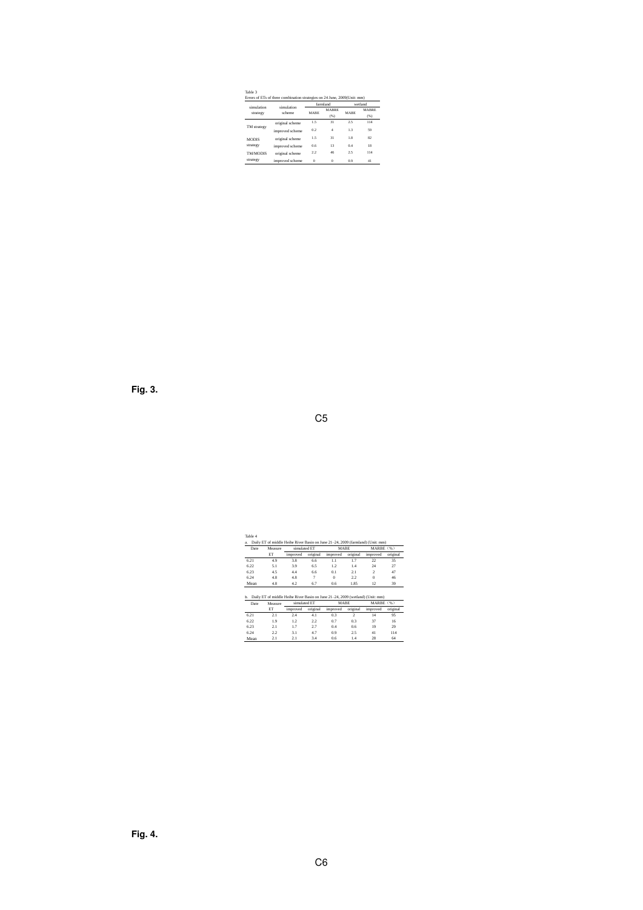Table 3

Errors of ETs of three combination strategies on 24 June, 2009(Unit: mm)

| simulation strategy | simulation scheme | farmland | | wetland | |
|---|---|---|---|---|---|
| | | MABE | MABRE (%) | MABE | MABRE (%) |
| TM strategy | original scheme | 1.5 | 31 | 2.5 | 114 |
| | improved scheme | 0.2 | 4 | 1.3 | 59 |
| MODIS strategy | original scheme | 1.5 | 31 | 1.8 | 82 |
| | improved scheme | 0.6 | 13 | 0.4 | 18 |
| TM/MODIS strategy | original scheme | 2.2 | 46 | 2.5 | 114 |
| | improved scheme | 0 | 0 | 0.9 | 41 |

**Fig. 3.**

Table 4

a. Daily ET of middle Heihe River Basin on June 21–24, 2009 (farmland) (Unit: mm)

| Date | Measure ET | simulated ET | | MABE | | MARBE（%） | |
|---|---|---|---|---|---|---|---|
| | | improved | original | improved | original | improved | original |
| 6.21 | 4.9 | 3.8 | 6.6 | 1.1 | 1.7 | 22 | 35 |
| 6.22 | 5.1 | 3.9 | 6.5 | 1.2 | 1.4 | 24 | 27 |
| 6.23 | 4.5 | 4.4 | 6.6 | 0.1 | 2.1 | 2 | 47 |
| 6.24 | 4.8 | 4.8 | 7 | 0 | 2.2 | 0 | 46 |
| Mean | 4.8 | 4.2 | 6.7 | 0.6 | 1.85 | 12 | 39 |

b. Daily ET of middle Heihe River Basin on June 21–24, 2009 (wetland) (Unit: mm)

| Date | Measure ET | simulated ET | | MABE | | MARBE（%） | |
|---|---|---|---|---|---|---|---|
| | | improved | original | improved | original | improved | original |
| 6.21 | 2.1 | 2.4 | 4.1 | 0.3 | 2 | 14 | 95 |
| 6.22 | 1.9 | 1.2 | 2.2 | 0.7 | 0.3 | 37 | 16 |
| 6.23 | 2.1 | 1.7 | 2.7 | 0.4 | 0.6 | 19 | 29 |
| 6.24 | 2.2 | 3.1 | 4.7 | 0.9 | 2.5 | 41 | 114 |
| Mean | 2.1 | 2.1 | 3.4 | 0.6 | 1.4 | 28 | 64 |

**Fig. 4.**